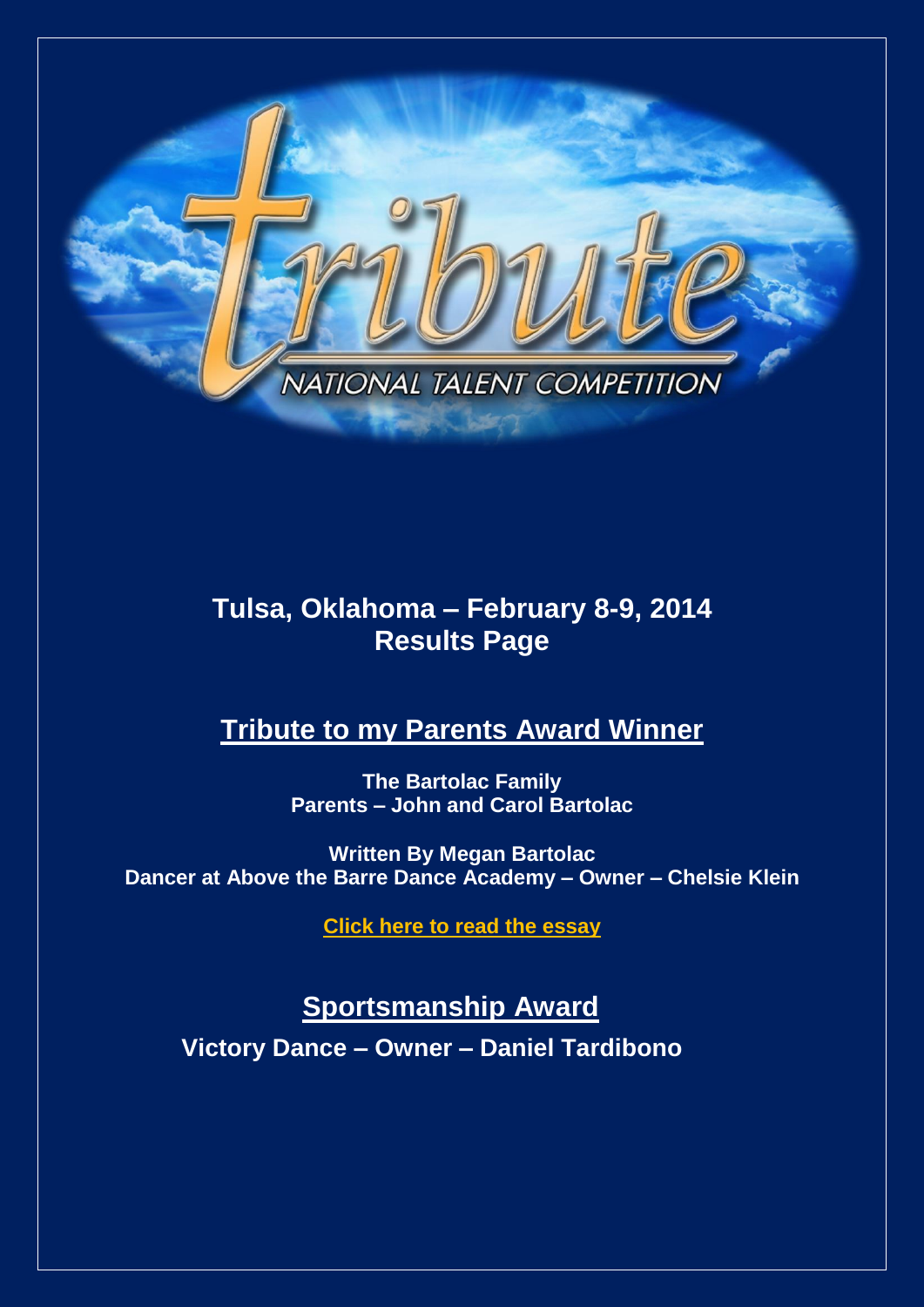# tribute

NATIONAL TALENT COMPETITION

## Tulsa, Oklahoma – February 8-9, 2014
## Results Page

## Tribute to my Parents Award Winner

**The Bartolac Family**
**Parents – John and Carol Bartolac**

**Written By Megan Bartolac**
**Dancer at Above the Barre Dance Academy – Owner – Chelsie Klein**

**Click here to read the essay**

## Sportsmanship Award

**Victory Dance – Owner – Daniel Tardibono**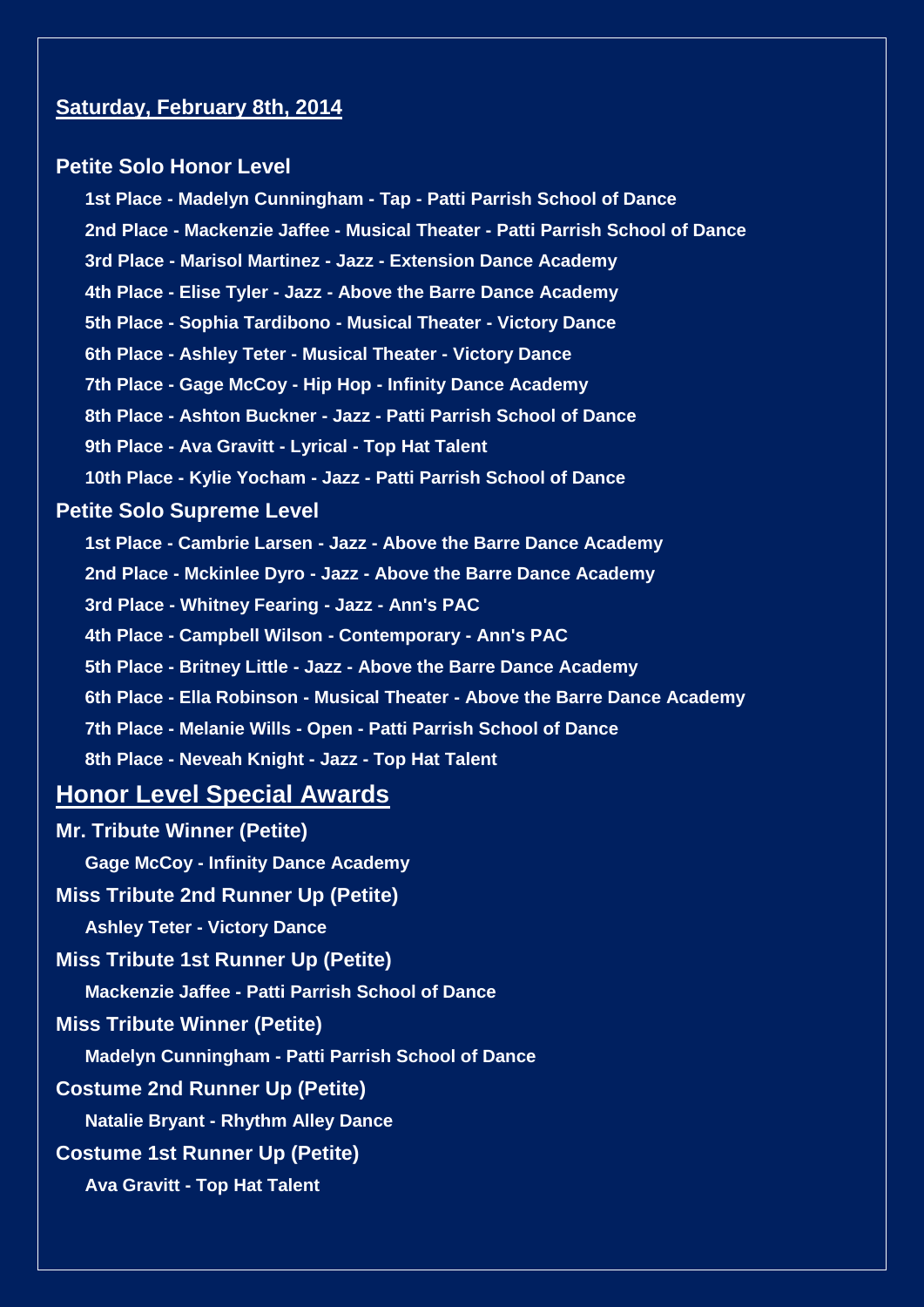**Saturday, February 8th, 2014**

### Petite Solo Honor Level

1st Place - Madelyn Cunningham - Tap - Patti Parrish School of Dance

2nd Place - Mackenzie Jaffee - Musical Theater - Patti Parrish School of Dance

3rd Place - Marisol Martinez - Jazz - Extension Dance Academy

4th Place - Elise Tyler - Jazz - Above the Barre Dance Academy

5th Place - Sophia Tardibono - Musical Theater - Victory Dance

6th Place - Ashley Teter - Musical Theater - Victory Dance

7th Place - Gage McCoy - Hip Hop - Infinity Dance Academy

8th Place - Ashton Buckner - Jazz - Patti Parrish School of Dance

9th Place - Ava Gravitt - Lyrical - Top Hat Talent

10th Place - Kylie Yocham - Jazz - Patti Parrish School of Dance

### Petite Solo Supreme Level

1st Place - Cambrie Larsen - Jazz - Above the Barre Dance Academy

2nd Place - Mckinlee Dyro - Jazz - Above the Barre Dance Academy

3rd Place - Whitney Fearing - Jazz - Ann's PAC

4th Place - Campbell Wilson - Contemporary - Ann's PAC

5th Place - Britney Little - Jazz - Above the Barre Dance Academy

6th Place - Ella Robinson - Musical Theater - Above the Barre Dance Academy

7th Place - Melanie Wills - Open - Patti Parrish School of Dance

8th Place - Neveah Knight - Jazz - Top Hat Talent

## Honor Level Special Awards

### Mr. Tribute Winner (Petite)

Gage McCoy - Infinity Dance Academy

### Miss Tribute 2nd Runner Up (Petite)

Ashley Teter - Victory Dance

### Miss Tribute 1st Runner Up (Petite)

Mackenzie Jaffee - Patti Parrish School of Dance

### Miss Tribute Winner (Petite)

Madelyn Cunningham - Patti Parrish School of Dance

### Costume 2nd Runner Up (Petite)

Natalie Bryant - Rhythm Alley Dance

### Costume 1st Runner Up (Petite)

Ava Gravitt - Top Hat Talent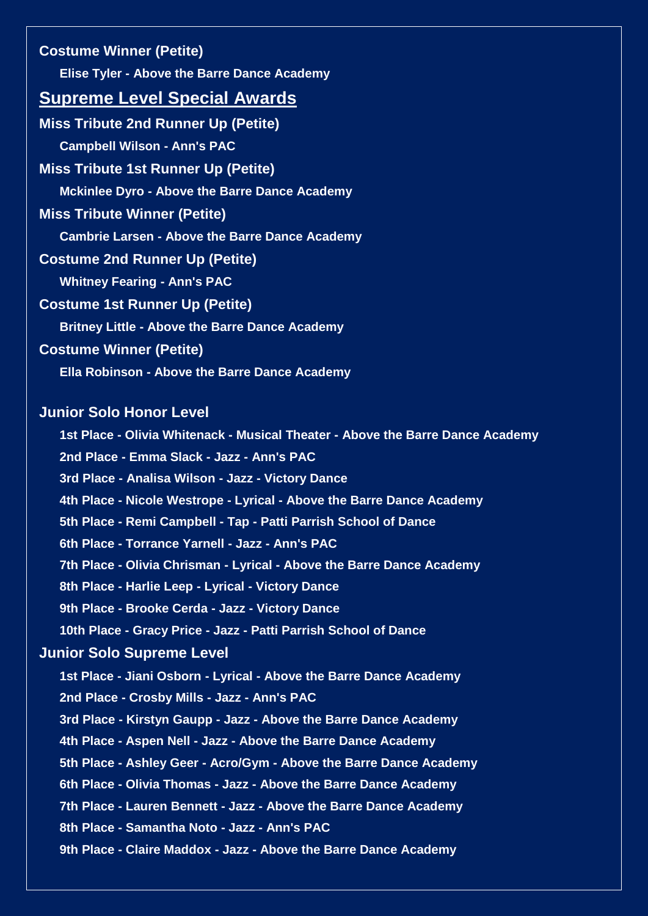**Costume Winner (Petite)**

Elise Tyler - Above the Barre Dance Academy

## Supreme Level Special Awards

**Miss Tribute 2nd Runner Up (Petite)**

Campbell Wilson - Ann's PAC

**Miss Tribute 1st Runner Up (Petite)**

Mckinlee Dyro - Above the Barre Dance Academy

**Miss Tribute Winner (Petite)**

Cambrie Larsen - Above the Barre Dance Academy

**Costume 2nd Runner Up (Petite)**

Whitney Fearing - Ann's PAC

**Costume 1st Runner Up (Petite)**

Britney Little - Above the Barre Dance Academy

**Costume Winner (Petite)**

Ella Robinson - Above the Barre Dance Academy

### Junior Solo Honor Level

1st Place - Olivia Whitenack - Musical Theater - Above the Barre Dance Academy
2nd Place - Emma Slack - Jazz - Ann's PAC
3rd Place - Analisa Wilson - Jazz - Victory Dance
4th Place - Nicole Westrope - Lyrical - Above the Barre Dance Academy
5th Place - Remi Campbell - Tap - Patti Parrish School of Dance
6th Place - Torrance Yarnell - Jazz - Ann's PAC
7th Place - Olivia Chrisman - Lyrical - Above the Barre Dance Academy
8th Place - Harlie Leep - Lyrical - Victory Dance
9th Place - Brooke Cerda - Jazz - Victory Dance
10th Place - Gracy Price - Jazz - Patti Parrish School of Dance

### Junior Solo Supreme Level

1st Place - Jiani Osborn - Lyrical - Above the Barre Dance Academy
2nd Place - Crosby Mills - Jazz - Ann's PAC
3rd Place - Kirstyn Gaupp - Jazz - Above the Barre Dance Academy
4th Place - Aspen Nell - Jazz - Above the Barre Dance Academy
5th Place - Ashley Geer - Acro/Gym - Above the Barre Dance Academy
6th Place - Olivia Thomas - Jazz - Above the Barre Dance Academy
7th Place - Lauren Bennett - Jazz - Above the Barre Dance Academy
8th Place - Samantha Noto - Jazz - Ann's PAC
9th Place - Claire Maddox - Jazz - Above the Barre Dance Academy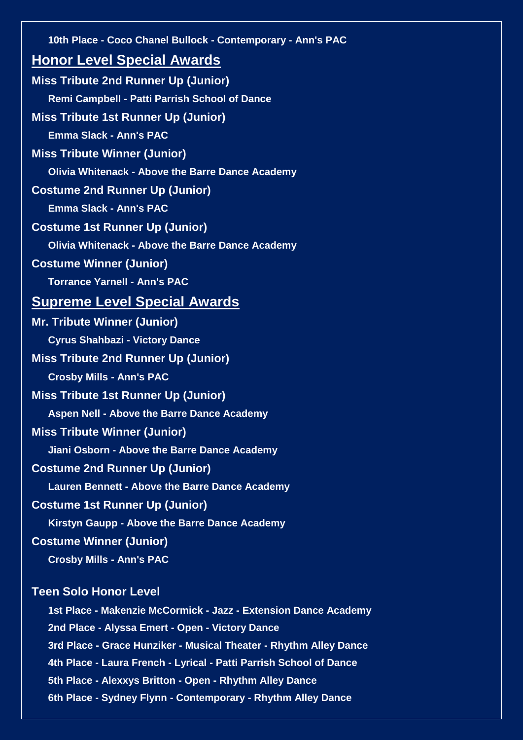10th Place - Coco Chanel Bullock - Contemporary - Ann's PAC

## Honor Level Special Awards

**Miss Tribute 2nd Runner Up (Junior)**

Remi Campbell - Patti Parrish School of Dance

**Miss Tribute 1st Runner Up (Junior)**

Emma Slack - Ann's PAC

**Miss Tribute Winner (Junior)**

Olivia Whitenack - Above the Barre Dance Academy

**Costume 2nd Runner Up (Junior)**

Emma Slack - Ann's PAC

**Costume 1st Runner Up (Junior)**

Olivia Whitenack - Above the Barre Dance Academy

**Costume Winner (Junior)**

Torrance Yarnell - Ann's PAC

## Supreme Level Special Awards

**Mr. Tribute Winner (Junior)**

Cyrus Shahbazi - Victory Dance

**Miss Tribute 2nd Runner Up (Junior)**

Crosby Mills - Ann's PAC

**Miss Tribute 1st Runner Up (Junior)**

Aspen Nell - Above the Barre Dance Academy

**Miss Tribute Winner (Junior)**

Jiani Osborn - Above the Barre Dance Academy

**Costume 2nd Runner Up (Junior)**

Lauren Bennett - Above the Barre Dance Academy

**Costume 1st Runner Up (Junior)**

Kirstyn Gaupp - Above the Barre Dance Academy

**Costume Winner (Junior)**

Crosby Mills - Ann's PAC

### Teen Solo Honor Level

1st Place - Makenzie McCormick - Jazz - Extension Dance Academy

2nd Place - Alyssa Emert - Open - Victory Dance

3rd Place - Grace Hunziker - Musical Theater - Rhythm Alley Dance

4th Place - Laura French - Lyrical - Patti Parrish School of Dance

5th Place - Alexxys Britton - Open - Rhythm Alley Dance

6th Place - Sydney Flynn - Contemporary - Rhythm Alley Dance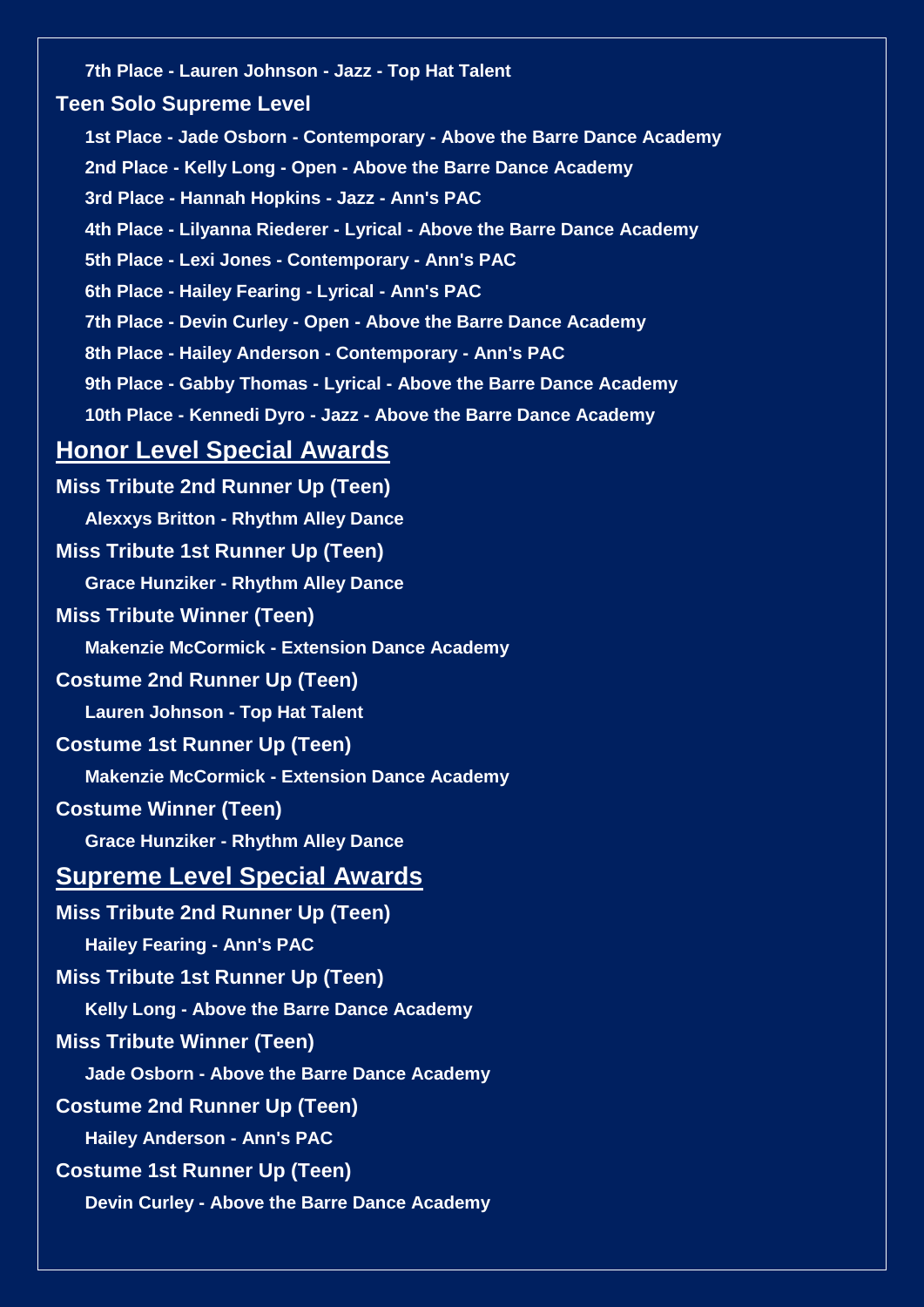- 7th Place - Lauren Johnson - Jazz - Top Hat Talent

**Teen Solo Supreme Level**

- 1st Place - Jade Osborn - Contemporary - Above the Barre Dance Academy
- 2nd Place - Kelly Long - Open - Above the Barre Dance Academy
- 3rd Place - Hannah Hopkins - Jazz - Ann's PAC
- 4th Place - Lilyanna Riederer - Lyrical - Above the Barre Dance Academy
- 5th Place - Lexi Jones - Contemporary - Ann's PAC
- 6th Place - Hailey Fearing - Lyrical - Ann's PAC
- 7th Place - Devin Curley - Open - Above the Barre Dance Academy
- 8th Place - Hailey Anderson - Contemporary - Ann's PAC
- 9th Place - Gabby Thomas - Lyrical - Above the Barre Dance Academy
- 10th Place - Kennedi Dyro - Jazz - Above the Barre Dance Academy

## Honor Level Special Awards

**Miss Tribute 2nd Runner Up (Teen)**

- Alexxys Britton - Rhythm Alley Dance

**Miss Tribute 1st Runner Up (Teen)**

- Grace Hunziker - Rhythm Alley Dance

**Miss Tribute Winner (Teen)**

- Makenzie McCormick - Extension Dance Academy

**Costume 2nd Runner Up (Teen)**

- Lauren Johnson - Top Hat Talent

**Costume 1st Runner Up (Teen)**

- Makenzie McCormick - Extension Dance Academy

**Costume Winner (Teen)**

- Grace Hunziker - Rhythm Alley Dance

## Supreme Level Special Awards

**Miss Tribute 2nd Runner Up (Teen)**

- Hailey Fearing - Ann's PAC

**Miss Tribute 1st Runner Up (Teen)**

- Kelly Long - Above the Barre Dance Academy

**Miss Tribute Winner (Teen)**

- Jade Osborn - Above the Barre Dance Academy

**Costume 2nd Runner Up (Teen)**

- Hailey Anderson - Ann's PAC

**Costume 1st Runner Up (Teen)**

- Devin Curley - Above the Barre Dance Academy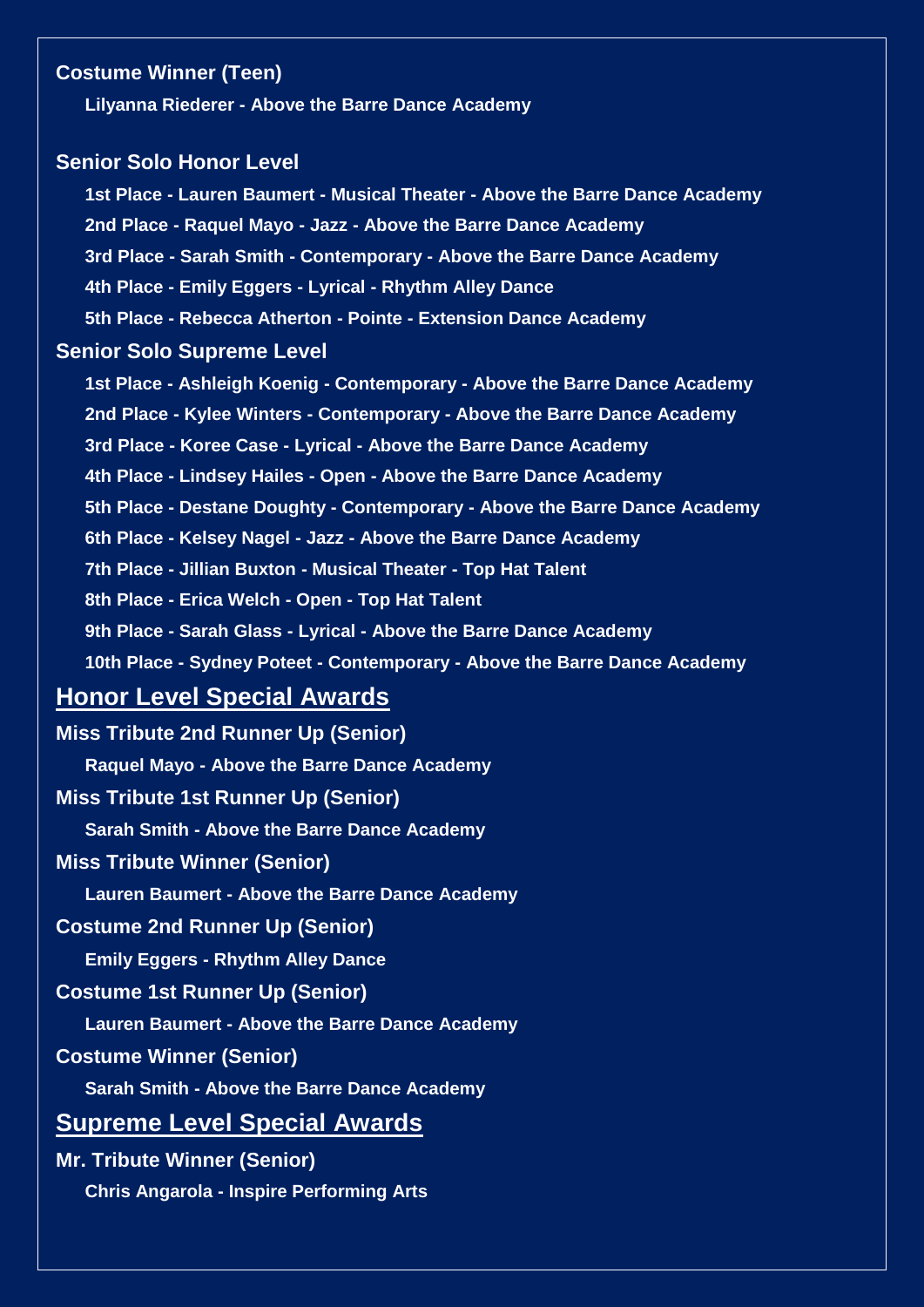**Costume Winner (Teen)**

**Lilyanna Riederer - Above the Barre Dance Academy**

**Senior Solo Honor Level**

**1st Place - Lauren Baumert - Musical Theater - Above the Barre Dance Academy**

**2nd Place - Raquel Mayo - Jazz - Above the Barre Dance Academy**

**3rd Place - Sarah Smith - Contemporary - Above the Barre Dance Academy**

**4th Place - Emily Eggers - Lyrical - Rhythm Alley Dance**

**5th Place - Rebecca Atherton - Pointe - Extension Dance Academy**

**Senior Solo Supreme Level**

**1st Place - Ashleigh Koenig - Contemporary - Above the Barre Dance Academy**

**2nd Place - Kylee Winters - Contemporary - Above the Barre Dance Academy**

**3rd Place - Koree Case - Lyrical - Above the Barre Dance Academy**

**4th Place - Lindsey Hailes - Open - Above the Barre Dance Academy**

**5th Place - Destane Doughty - Contemporary - Above the Barre Dance Academy**

**6th Place - Kelsey Nagel - Jazz - Above the Barre Dance Academy**

**7th Place - Jillian Buxton - Musical Theater - Top Hat Talent**

**8th Place - Erica Welch - Open - Top Hat Talent**

**9th Place - Sarah Glass - Lyrical - Above the Barre Dance Academy**

**10th Place - Sydney Poteet - Contemporary - Above the Barre Dance Academy**

## Honor Level Special Awards

**Miss Tribute 2nd Runner Up (Senior)**

**Raquel Mayo - Above the Barre Dance Academy**

**Miss Tribute 1st Runner Up (Senior)**

**Sarah Smith - Above the Barre Dance Academy**

**Miss Tribute Winner (Senior)**

**Lauren Baumert - Above the Barre Dance Academy**

**Costume 2nd Runner Up (Senior)**

**Emily Eggers - Rhythm Alley Dance**

**Costume 1st Runner Up (Senior)**

**Lauren Baumert - Above the Barre Dance Academy**

**Costume Winner (Senior)**

**Sarah Smith - Above the Barre Dance Academy**

## Supreme Level Special Awards

**Mr. Tribute Winner (Senior)**

**Chris Angarola - Inspire Performing Arts**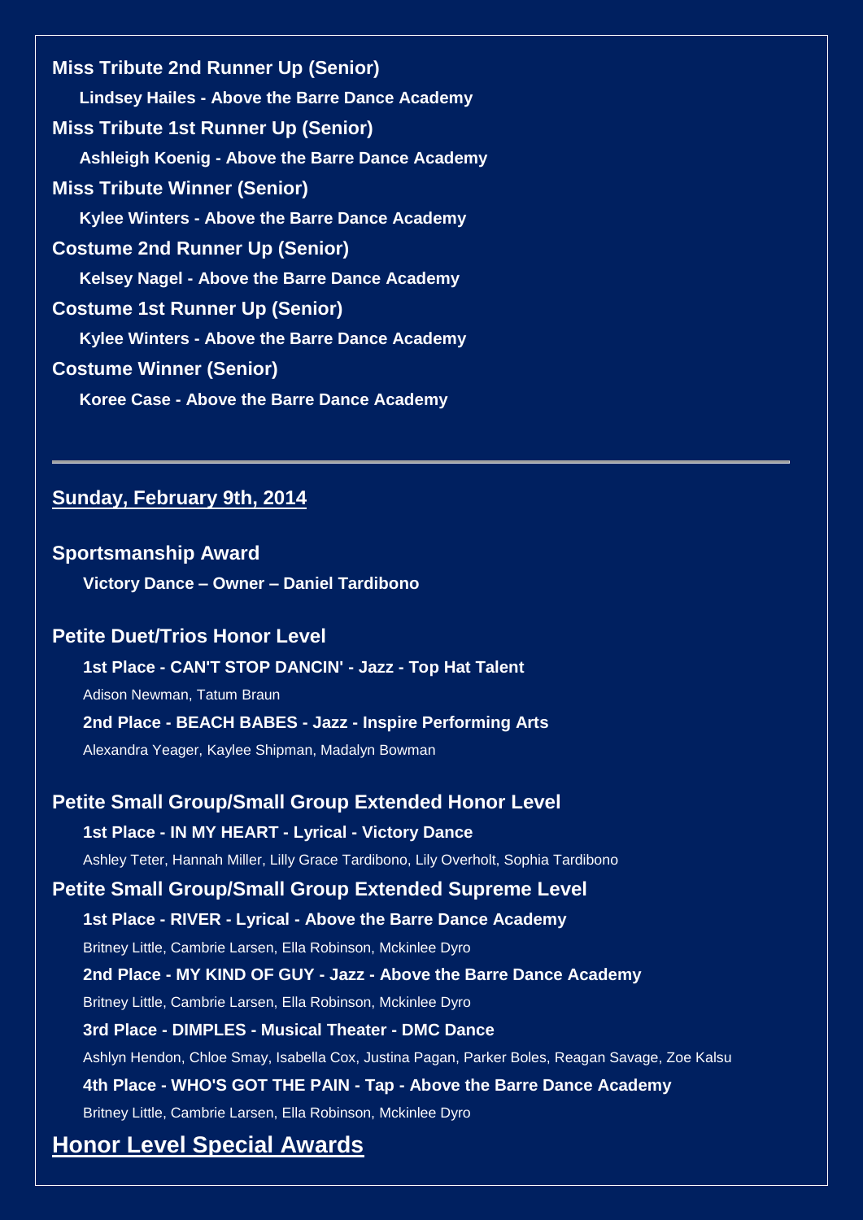**Miss Tribute 2nd Runner Up (Senior)**

**Lindsey Hailes - Above the Barre Dance Academy**

**Miss Tribute 1st Runner Up (Senior)**

**Ashleigh Koenig - Above the Barre Dance Academy**

**Miss Tribute Winner (Senior)**

**Kylee Winters - Above the Barre Dance Academy**

**Costume 2nd Runner Up (Senior)**

**Kelsey Nagel - Above the Barre Dance Academy**

**Costume 1st Runner Up (Senior)**

**Kylee Winters - Above the Barre Dance Academy**

**Costume Winner (Senior)**

**Koree Case - Above the Barre Dance Academy**

---

## Sunday, February 9th, 2014

### Sportsmanship Award

**Victory Dance – Owner – Daniel Tardibono**

### Petite Duet/Trios Honor Level

**1st Place - CAN'T STOP DANCIN' - Jazz - Top Hat Talent**

Adison Newman, Tatum Braun

**2nd Place - BEACH BABES - Jazz - Inspire Performing Arts**

Alexandra Yeager, Kaylee Shipman, Madalyn Bowman

### Petite Small Group/Small Group Extended Honor Level

**1st Place - IN MY HEART - Lyrical - Victory Dance**

Ashley Teter, Hannah Miller, Lilly Grace Tardibono, Lily Overholt, Sophia Tardibono

### Petite Small Group/Small Group Extended Supreme Level

**1st Place - RIVER - Lyrical - Above the Barre Dance Academy**

Britney Little, Cambrie Larsen, Ella Robinson, Mckinlee Dyro

**2nd Place - MY KIND OF GUY - Jazz - Above the Barre Dance Academy**

Britney Little, Cambrie Larsen, Ella Robinson, Mckinlee Dyro

**3rd Place - DIMPLES - Musical Theater - DMC Dance**

Ashlyn Hendon, Chloe Smay, Isabella Cox, Justina Pagan, Parker Boles, Reagan Savage, Zoe Kalsu

**4th Place - WHO'S GOT THE PAIN - Tap - Above the Barre Dance Academy**

Britney Little, Cambrie Larsen, Ella Robinson, Mckinlee Dyro

## Honor Level Special Awards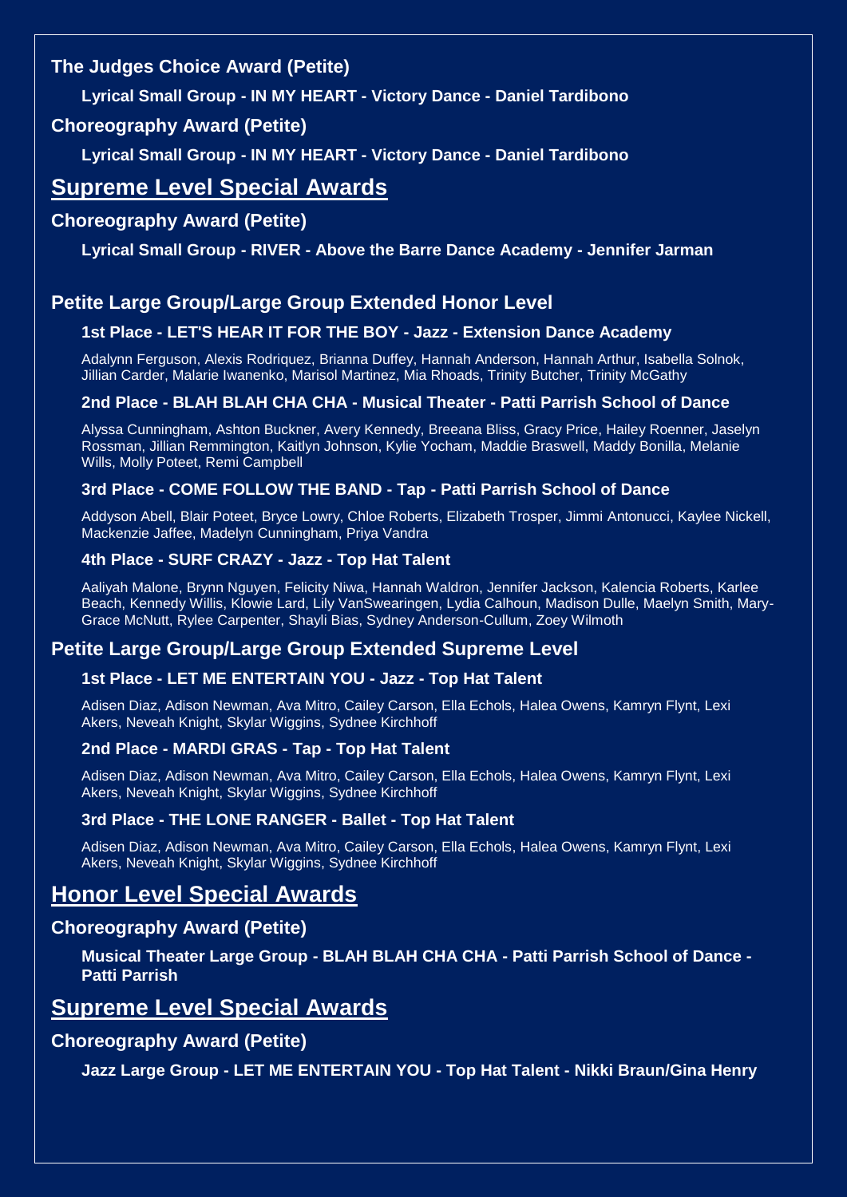### The Judges Choice Award (Petite)

**Lyrical Small Group - IN MY HEART - Victory Dance - Daniel Tardibono**

### Choreography Award (Petite)

**Lyrical Small Group - IN MY HEART - Victory Dance - Daniel Tardibono**

## Supreme Level Special Awards

### Choreography Award (Petite)

**Lyrical Small Group - RIVER - Above the Barre Dance Academy - Jennifer Jarman**

### Petite Large Group/Large Group Extended Honor Level

**1st Place - LET'S HEAR IT FOR THE BOY - Jazz - Extension Dance Academy**

Adalynn Ferguson, Alexis Rodriquez, Brianna Duffey, Hannah Anderson, Hannah Arthur, Isabella Solnok, Jillian Carder, Malarie Iwanenko, Marisol Martinez, Mia Rhoads, Trinity Butcher, Trinity McGathy

**2nd Place - BLAH BLAH CHA CHA - Musical Theater - Patti Parrish School of Dance**

Alyssa Cunningham, Ashton Buckner, Avery Kennedy, Breeana Bliss, Gracy Price, Hailey Roenner, Jaselyn Rossman, Jillian Remmington, Kaitlyn Johnson, Kylie Yocham, Maddie Braswell, Maddy Bonilla, Melanie Wills, Molly Poteet, Remi Campbell

**3rd Place - COME FOLLOW THE BAND - Tap - Patti Parrish School of Dance**

Addyson Abell, Blair Poteet, Bryce Lowry, Chloe Roberts, Elizabeth Trosper, Jimmi Antonucci, Kaylee Nickell, Mackenzie Jaffee, Madelyn Cunningham, Priya Vandra

**4th Place - SURF CRAZY - Jazz - Top Hat Talent**

Aaliyah Malone, Brynn Nguyen, Felicity Niwa, Hannah Waldron, Jennifer Jackson, Kalencia Roberts, Karlee Beach, Kennedy Willis, Klowie Lard, Lily VanSwearingen, Lydia Calhoun, Madison Dulle, Maelyn Smith, Mary-Grace McNutt, Rylee Carpenter, Shayli Bias, Sydney Anderson-Cullum, Zoey Wilmoth

### Petite Large Group/Large Group Extended Supreme Level

**1st Place - LET ME ENTERTAIN YOU - Jazz - Top Hat Talent**

Adisen Diaz, Adison Newman, Ava Mitro, Cailey Carson, Ella Echols, Halea Owens, Kamryn Flynt, Lexi Akers, Neveah Knight, Skylar Wiggins, Sydnee Kirchhoff

**2nd Place - MARDI GRAS - Tap - Top Hat Talent**

Adisen Diaz, Adison Newman, Ava Mitro, Cailey Carson, Ella Echols, Halea Owens, Kamryn Flynt, Lexi Akers, Neveah Knight, Skylar Wiggins, Sydnee Kirchhoff

**3rd Place - THE LONE RANGER - Ballet - Top Hat Talent**

Adisen Diaz, Adison Newman, Ava Mitro, Cailey Carson, Ella Echols, Halea Owens, Kamryn Flynt, Lexi Akers, Neveah Knight, Skylar Wiggins, Sydnee Kirchhoff

## Honor Level Special Awards

### Choreography Award (Petite)

**Musical Theater Large Group - BLAH BLAH CHA CHA - Patti Parrish School of Dance - Patti Parrish**

## Supreme Level Special Awards

### Choreography Award (Petite)

**Jazz Large Group - LET ME ENTERTAIN YOU - Top Hat Talent - Nikki Braun/Gina Henry**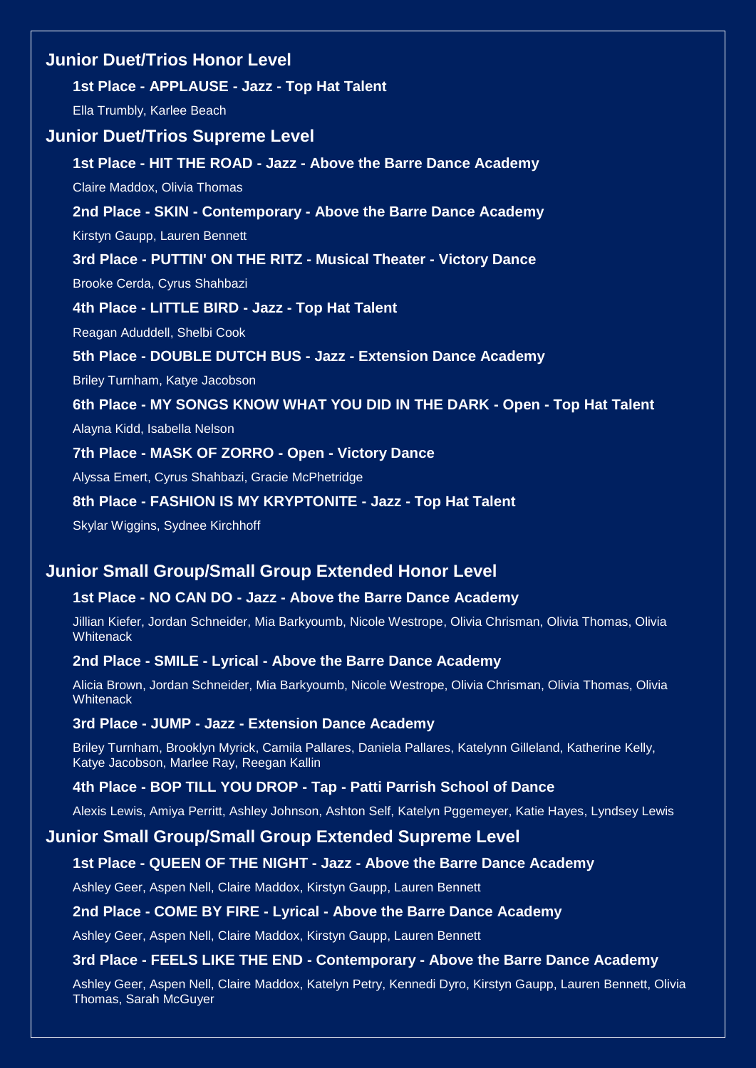## Junior Duet/Trios Honor Level

### 1st Place - APPLAUSE - Jazz - Top Hat Talent

Ella Trumbly, Karlee Beach

## Junior Duet/Trios Supreme Level

### 1st Place - HIT THE ROAD - Jazz - Above the Barre Dance Academy

Claire Maddox, Olivia Thomas

### 2nd Place - SKIN - Contemporary - Above the Barre Dance Academy

Kirstyn Gaupp, Lauren Bennett

### 3rd Place - PUTTIN' ON THE RITZ - Musical Theater - Victory Dance

Brooke Cerda, Cyrus Shahbazi

### 4th Place - LITTLE BIRD - Jazz - Top Hat Talent

Reagan Aduddell, Shelbi Cook

### 5th Place - DOUBLE DUTCH BUS - Jazz - Extension Dance Academy

Briley Turnham, Katye Jacobson

### 6th Place - MY SONGS KNOW WHAT YOU DID IN THE DARK - Open - Top Hat Talent

Alayna Kidd, Isabella Nelson

### 7th Place - MASK OF ZORRO - Open - Victory Dance

Alyssa Emert, Cyrus Shahbazi, Gracie McPhetridge

### 8th Place - FASHION IS MY KRYPTONITE - Jazz - Top Hat Talent

Skylar Wiggins, Sydnee Kirchhoff

## Junior Small Group/Small Group Extended Honor Level

### 1st Place - NO CAN DO - Jazz - Above the Barre Dance Academy

Jillian Kiefer, Jordan Schneider, Mia Barkyoumb, Nicole Westrope, Olivia Chrisman, Olivia Thomas, Olivia Whitenack

### 2nd Place - SMILE - Lyrical - Above the Barre Dance Academy

Alicia Brown, Jordan Schneider, Mia Barkyoumb, Nicole Westrope, Olivia Chrisman, Olivia Thomas, Olivia Whitenack

### 3rd Place - JUMP - Jazz - Extension Dance Academy

Briley Turnham, Brooklyn Myrick, Camila Pallares, Daniela Pallares, Katelynn Gilleland, Katherine Kelly, Katye Jacobson, Marlee Ray, Reegan Kallin

### 4th Place - BOP TILL YOU DROP - Tap - Patti Parrish School of Dance

Alexis Lewis, Amiya Perritt, Ashley Johnson, Ashton Self, Katelyn Pggemeyer, Katie Hayes, Lyndsey Lewis

## Junior Small Group/Small Group Extended Supreme Level

### 1st Place - QUEEN OF THE NIGHT - Jazz - Above the Barre Dance Academy

Ashley Geer, Aspen Nell, Claire Maddox, Kirstyn Gaupp, Lauren Bennett

### 2nd Place - COME BY FIRE - Lyrical - Above the Barre Dance Academy

Ashley Geer, Aspen Nell, Claire Maddox, Kirstyn Gaupp, Lauren Bennett

### 3rd Place - FEELS LIKE THE END - Contemporary - Above the Barre Dance Academy

Ashley Geer, Aspen Nell, Claire Maddox, Katelyn Petry, Kennedi Dyro, Kirstyn Gaupp, Lauren Bennett, Olivia Thomas, Sarah McGuyer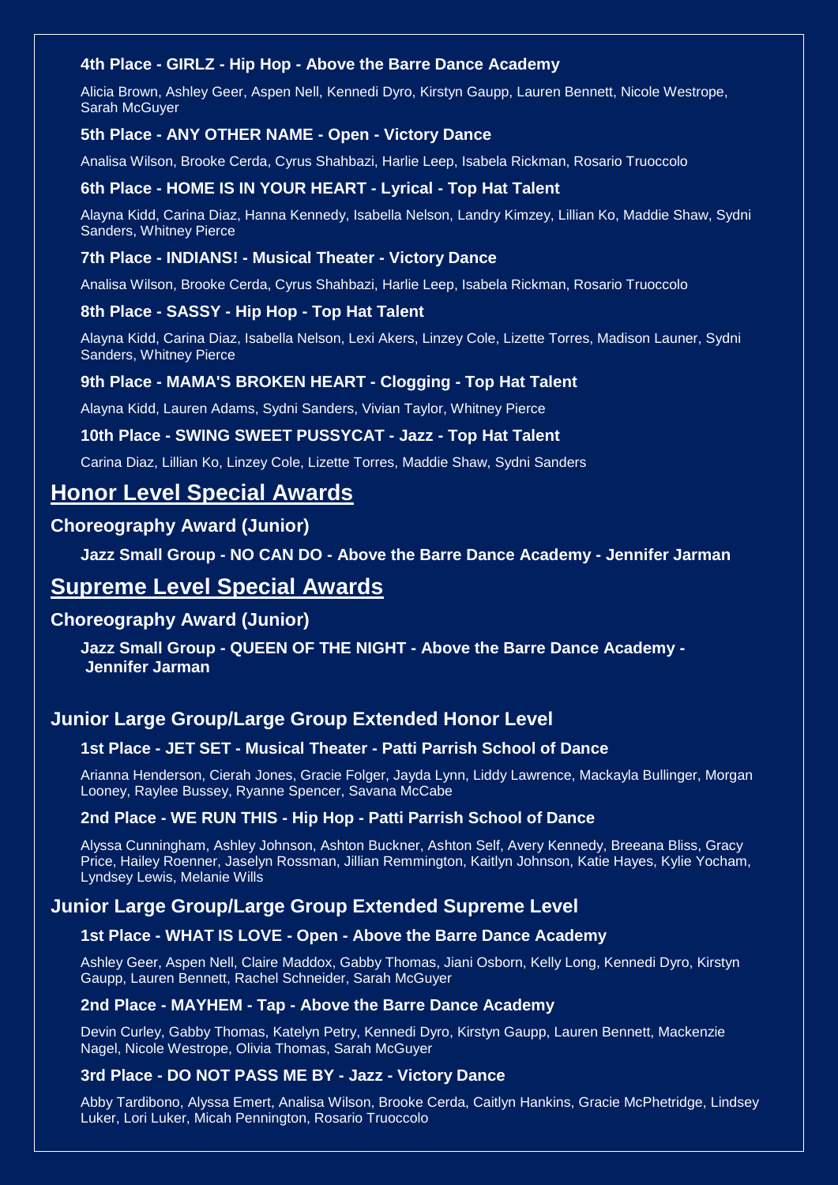#### 4th Place - GIRLZ - Hip Hop - Above the Barre Dance Academy

Alicia Brown, Ashley Geer, Aspen Nell, Kennedi Dyro, Kirstyn Gaupp, Lauren Bennett, Nicole Westrope, Sarah McGuyer

#### 5th Place - ANY OTHER NAME - Open - Victory Dance

Analisa Wilson, Brooke Cerda, Cyrus Shahbazi, Harlie Leep, Isabela Rickman, Rosario Truoccolo

#### 6th Place - HOME IS IN YOUR HEART - Lyrical - Top Hat Talent

Alayna Kidd, Carina Diaz, Hanna Kennedy, Isabella Nelson, Landry Kimzey, Lillian Ko, Maddie Shaw, Sydni Sanders, Whitney Pierce

#### 7th Place - INDIANS! - Musical Theater - Victory Dance

Analisa Wilson, Brooke Cerda, Cyrus Shahbazi, Harlie Leep, Isabela Rickman, Rosario Truoccolo

#### 8th Place - SASSY - Hip Hop - Top Hat Talent

Alayna Kidd, Carina Diaz, Isabella Nelson, Lexi Akers, Linzey Cole, Lizette Torres, Madison Launer, Sydni Sanders, Whitney Pierce

#### 9th Place - MAMA'S BROKEN HEART - Clogging - Top Hat Talent

Alayna Kidd, Lauren Adams, Sydni Sanders, Vivian Taylor, Whitney Pierce

#### 10th Place - SWING SWEET PUSSYCAT - Jazz - Top Hat Talent

Carina Diaz, Lillian Ko, Linzey Cole, Lizette Torres, Maddie Shaw, Sydni Sanders

## Honor Level Special Awards

### Choreography Award (Junior)

**Jazz Small Group - NO CAN DO - Above the Barre Dance Academy - Jennifer Jarman**

## Supreme Level Special Awards

### Choreography Award (Junior)

**Jazz Small Group - QUEEN OF THE NIGHT - Above the Barre Dance Academy - Jennifer Jarman**

### Junior Large Group/Large Group Extended Honor Level

#### 1st Place - JET SET - Musical Theater - Patti Parrish School of Dance

Arianna Henderson, Cierah Jones, Gracie Folger, Jayda Lynn, Liddy Lawrence, Mackayla Bullinger, Morgan Looney, Raylee Bussey, Ryanne Spencer, Savana McCabe

#### 2nd Place - WE RUN THIS - Hip Hop - Patti Parrish School of Dance

Alyssa Cunningham, Ashley Johnson, Ashton Buckner, Ashton Self, Avery Kennedy, Breeana Bliss, Gracy Price, Hailey Roenner, Jaselyn Rossman, Jillian Remmington, Kaitlyn Johnson, Katie Hayes, Kylie Yocham, Lyndsey Lewis, Melanie Wills

### Junior Large Group/Large Group Extended Supreme Level

#### 1st Place - WHAT IS LOVE - Open - Above the Barre Dance Academy

Ashley Geer, Aspen Nell, Claire Maddox, Gabby Thomas, Jiani Osborn, Kelly Long, Kennedi Dyro, Kirstyn Gaupp, Lauren Bennett, Rachel Schneider, Sarah McGuyer

#### 2nd Place - MAYHEM - Tap - Above the Barre Dance Academy

Devin Curley, Gabby Thomas, Katelyn Petry, Kennedi Dyro, Kirstyn Gaupp, Lauren Bennett, Mackenzie Nagel, Nicole Westrope, Olivia Thomas, Sarah McGuyer

#### 3rd Place - DO NOT PASS ME BY - Jazz - Victory Dance

Abby Tardibono, Alyssa Emert, Analisa Wilson, Brooke Cerda, Caitlyn Hankins, Gracie McPhetridge, Lindsey Luker, Lori Luker, Micah Pennington, Rosario Truoccolo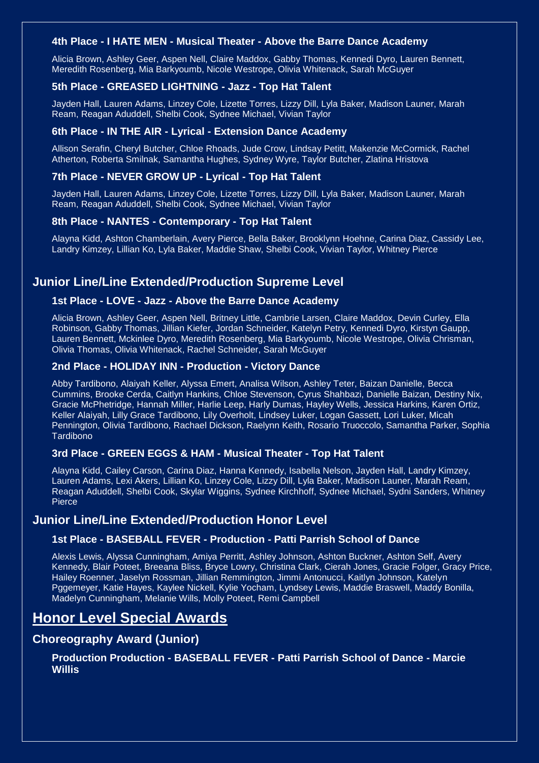#### 4th Place - I HATE MEN - Musical Theater - Above the Barre Dance Academy

Alicia Brown, Ashley Geer, Aspen Nell, Claire Maddox, Gabby Thomas, Kennedi Dyro, Lauren Bennett, Meredith Rosenberg, Mia Barkyoumb, Nicole Westrope, Olivia Whitenack, Sarah McGuyer

#### 5th Place - GREASED LIGHTNING - Jazz - Top Hat Talent

Jayden Hall, Lauren Adams, Linzey Cole, Lizette Torres, Lizzy Dill, Lyla Baker, Madison Launer, Marah Ream, Reagan Aduddell, Shelbi Cook, Sydnee Michael, Vivian Taylor

#### 6th Place - IN THE AIR - Lyrical - Extension Dance Academy

Allison Serafin, Cheryl Butcher, Chloe Rhoads, Jude Crow, Lindsay Petitt, Makenzie McCormick, Rachel Atherton, Roberta Smilnak, Samantha Hughes, Sydney Wyre, Taylor Butcher, Zlatina Hristova

#### 7th Place - NEVER GROW UP - Lyrical - Top Hat Talent

Jayden Hall, Lauren Adams, Linzey Cole, Lizette Torres, Lizzy Dill, Lyla Baker, Madison Launer, Marah Ream, Reagan Aduddell, Shelbi Cook, Sydnee Michael, Vivian Taylor

#### 8th Place - NANTES - Contemporary - Top Hat Talent

Alayna Kidd, Ashton Chamberlain, Avery Pierce, Bella Baker, Brooklynn Hoehne, Carina Diaz, Cassidy Lee, Landry Kimzey, Lillian Ko, Lyla Baker, Maddie Shaw, Shelbi Cook, Vivian Taylor, Whitney Pierce

### Junior Line/Line Extended/Production Supreme Level

#### 1st Place - LOVE - Jazz - Above the Barre Dance Academy

Alicia Brown, Ashley Geer, Aspen Nell, Britney Little, Cambrie Larsen, Claire Maddox, Devin Curley, Ella Robinson, Gabby Thomas, Jillian Kiefer, Jordan Schneider, Katelyn Petry, Kennedi Dyro, Kirstyn Gaupp, Lauren Bennett, Mckinlee Dyro, Meredith Rosenberg, Mia Barkyoumb, Nicole Westrope, Olivia Chrisman, Olivia Thomas, Olivia Whitenack, Rachel Schneider, Sarah McGuyer

#### 2nd Place - HOLIDAY INN - Production - Victory Dance

Abby Tardibono, Alaiyah Keller, Alyssa Emert, Analisa Wilson, Ashley Teter, Baizan Danielle, Becca Cummins, Brooke Cerda, Caitlyn Hankins, Chloe Stevenson, Cyrus Shahbazi, Danielle Baizan, Destiny Nix, Gracie McPhetridge, Hannah Miller, Harlie Leep, Harly Dumas, Hayley Wells, Jessica Harkins, Karen Ortiz, Keller Alaiyah, Lilly Grace Tardibono, Lily Overholt, Lindsey Luker, Logan Gassett, Lori Luker, Micah Pennington, Olivia Tardibono, Rachael Dickson, Raelynn Keith, Rosario Truoccolo, Samantha Parker, Sophia Tardibono

#### 3rd Place - GREEN EGGS & HAM - Musical Theater - Top Hat Talent

Alayna Kidd, Cailey Carson, Carina Diaz, Hanna Kennedy, Isabella Nelson, Jayden Hall, Landry Kimzey, Lauren Adams, Lexi Akers, Lillian Ko, Linzey Cole, Lizzy Dill, Lyla Baker, Madison Launer, Marah Ream, Reagan Aduddell, Shelbi Cook, Skylar Wiggins, Sydnee Kirchhoff, Sydnee Michael, Sydni Sanders, Whitney Pierce

### Junior Line/Line Extended/Production Honor Level

#### 1st Place - BASEBALL FEVER - Production - Patti Parrish School of Dance

Alexis Lewis, Alyssa Cunningham, Amiya Perritt, Ashley Johnson, Ashton Buckner, Ashton Self, Avery Kennedy, Blair Poteet, Breeana Bliss, Bryce Lowry, Christina Clark, Cierah Jones, Gracie Folger, Gracy Price, Hailey Roenner, Jaselyn Rossman, Jillian Remmington, Jimmi Antonucci, Kaitlyn Johnson, Katelyn Pggemeyer, Katie Hayes, Kaylee Nickell, Kylie Yocham, Lyndsey Lewis, Maddie Braswell, Maddy Bonilla, Madelyn Cunningham, Melanie Wills, Molly Poteet, Remi Campbell

## Honor Level Special Awards

### Choreography Award (Junior)

**Production Production - BASEBALL FEVER - Patti Parrish School of Dance - Marcie Willis**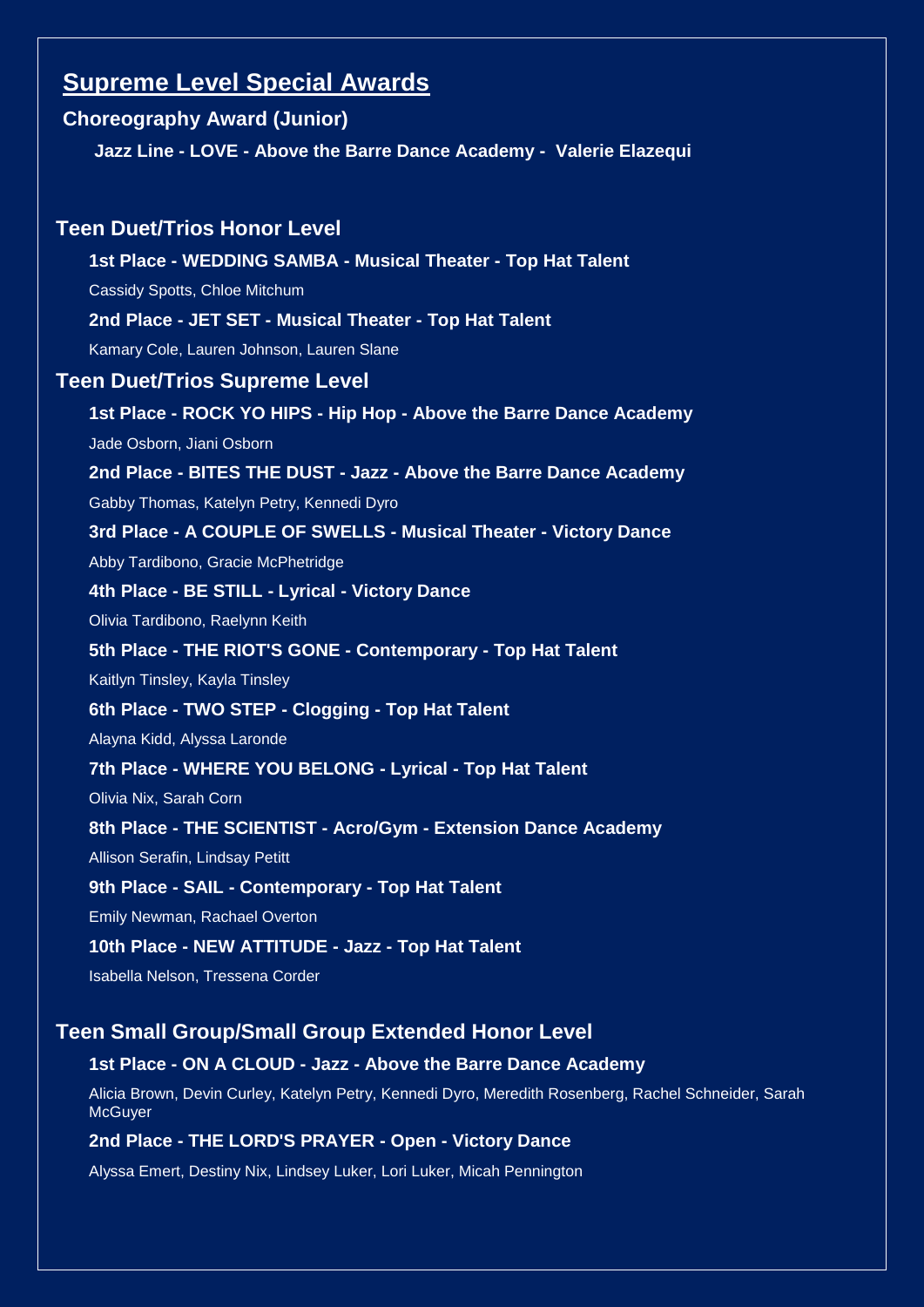## Supreme Level Special Awards

### Choreography Award (Junior)

**Jazz Line - LOVE - Above the Barre Dance Academy - Valerie Elazequi**

### Teen Duet/Trios Honor Level

**1st Place - WEDDING SAMBA - Musical Theater - Top Hat Talent**

Cassidy Spotts, Chloe Mitchum

**2nd Place - JET SET - Musical Theater - Top Hat Talent**

Kamary Cole, Lauren Johnson, Lauren Slane

### Teen Duet/Trios Supreme Level

**1st Place - ROCK YO HIPS - Hip Hop - Above the Barre Dance Academy**

Jade Osborn, Jiani Osborn

**2nd Place - BITES THE DUST - Jazz - Above the Barre Dance Academy**

Gabby Thomas, Katelyn Petry, Kennedi Dyro

**3rd Place - A COUPLE OF SWELLS - Musical Theater - Victory Dance**

Abby Tardibono, Gracie McPhetridge

**4th Place - BE STILL - Lyrical - Victory Dance**

Olivia Tardibono, Raelynn Keith

**5th Place - THE RIOT'S GONE - Contemporary - Top Hat Talent**

Kaitlyn Tinsley, Kayla Tinsley

**6th Place - TWO STEP - Clogging - Top Hat Talent**

Alayna Kidd, Alyssa Laronde

**7th Place - WHERE YOU BELONG - Lyrical - Top Hat Talent**

Olivia Nix, Sarah Corn

**8th Place - THE SCIENTIST - Acro/Gym - Extension Dance Academy**

Allison Serafin, Lindsay Petitt

**9th Place - SAIL - Contemporary - Top Hat Talent**

Emily Newman, Rachael Overton

**10th Place - NEW ATTITUDE - Jazz - Top Hat Talent**

Isabella Nelson, Tressena Corder

### Teen Small Group/Small Group Extended Honor Level

**1st Place - ON A CLOUD - Jazz - Above the Barre Dance Academy**

Alicia Brown, Devin Curley, Katelyn Petry, Kennedi Dyro, Meredith Rosenberg, Rachel Schneider, Sarah McGuyer

**2nd Place - THE LORD'S PRAYER - Open - Victory Dance**

Alyssa Emert, Destiny Nix, Lindsey Luker, Lori Luker, Micah Pennington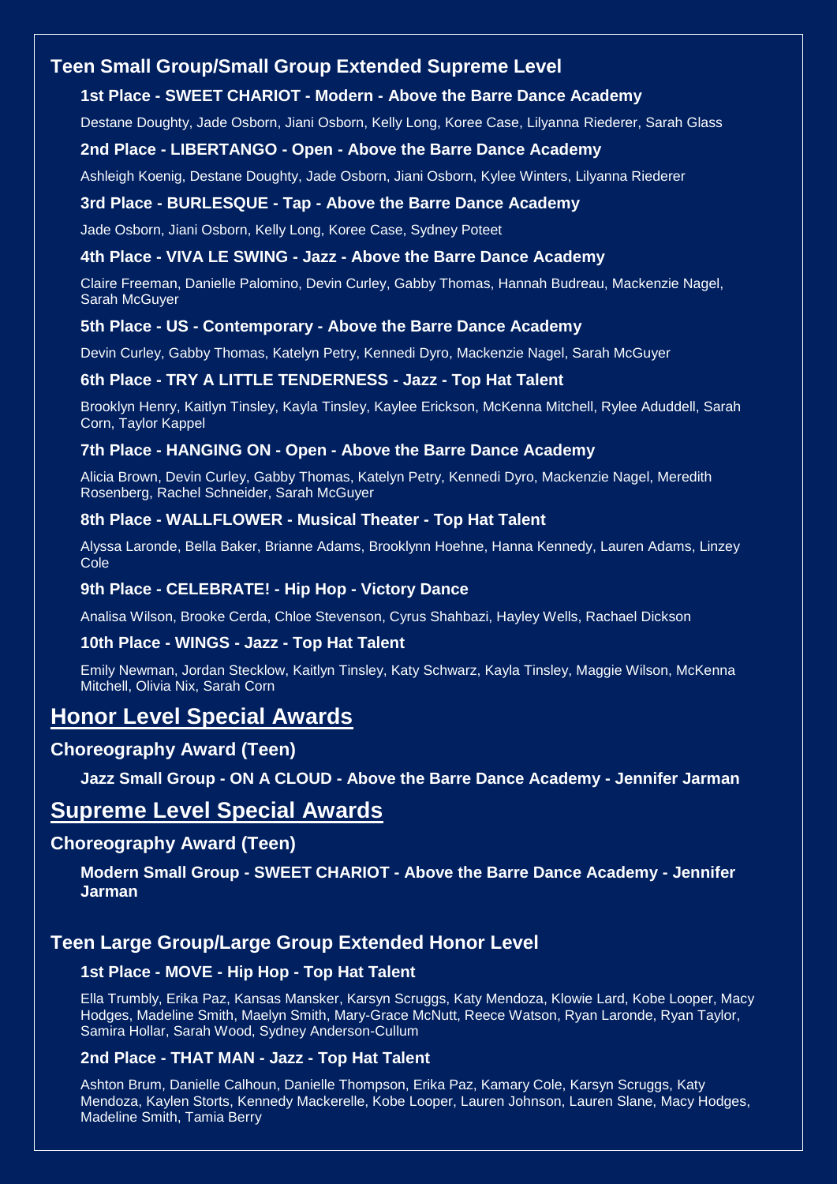## Teen Small Group/Small Group Extended Supreme Level

**1st Place - SWEET CHARIOT - Modern - Above the Barre Dance Academy**

Destane Doughty, Jade Osborn, Jiani Osborn, Kelly Long, Koree Case, Lilyanna Riederer, Sarah Glass

**2nd Place - LIBERTANGO - Open - Above the Barre Dance Academy**

Ashleigh Koenig, Destane Doughty, Jade Osborn, Jiani Osborn, Kylee Winters, Lilyanna Riederer

**3rd Place - BURLESQUE - Tap - Above the Barre Dance Academy**

Jade Osborn, Jiani Osborn, Kelly Long, Koree Case, Sydney Poteet

**4th Place - VIVA LE SWING - Jazz - Above the Barre Dance Academy**

Claire Freeman, Danielle Palomino, Devin Curley, Gabby Thomas, Hannah Budreau, Mackenzie Nagel, Sarah McGuyer

**5th Place - US - Contemporary - Above the Barre Dance Academy**

Devin Curley, Gabby Thomas, Katelyn Petry, Kennedi Dyro, Mackenzie Nagel, Sarah McGuyer

**6th Place - TRY A LITTLE TENDERNESS - Jazz - Top Hat Talent**

Brooklyn Henry, Kaitlyn Tinsley, Kayla Tinsley, Kaylee Erickson, McKenna Mitchell, Rylee Aduddell, Sarah Corn, Taylor Kappel

**7th Place - HANGING ON - Open - Above the Barre Dance Academy**

Alicia Brown, Devin Curley, Gabby Thomas, Katelyn Petry, Kennedi Dyro, Mackenzie Nagel, Meredith Rosenberg, Rachel Schneider, Sarah McGuyer

**8th Place - WALLFLOWER - Musical Theater - Top Hat Talent**

Alyssa Laronde, Bella Baker, Brianne Adams, Brooklynn Hoehne, Hanna Kennedy, Lauren Adams, Linzey Cole

**9th Place - CELEBRATE! - Hip Hop - Victory Dance**

Analisa Wilson, Brooke Cerda, Chloe Stevenson, Cyrus Shahbazi, Hayley Wells, Rachael Dickson

**10th Place - WINGS - Jazz - Top Hat Talent**

Emily Newman, Jordan Stecklow, Kaitlyn Tinsley, Katy Schwarz, Kayla Tinsley, Maggie Wilson, McKenna Mitchell, Olivia Nix, Sarah Corn

# Honor Level Special Awards

### Choreography Award (Teen)

**Jazz Small Group - ON A CLOUD - Above the Barre Dance Academy - Jennifer Jarman**

# Supreme Level Special Awards

### Choreography Award (Teen)

**Modern Small Group - SWEET CHARIOT - Above the Barre Dance Academy - Jennifer Jarman**

## Teen Large Group/Large Group Extended Honor Level

**1st Place - MOVE - Hip Hop - Top Hat Talent**

Ella Trumbly, Erika Paz, Kansas Mansker, Karsyn Scruggs, Katy Mendoza, Klowie Lard, Kobe Looper, Macy Hodges, Madeline Smith, Maelyn Smith, Mary-Grace McNutt, Reece Watson, Ryan Laronde, Ryan Taylor, Samira Hollar, Sarah Wood, Sydney Anderson-Cullum

**2nd Place - THAT MAN - Jazz - Top Hat Talent**

Ashton Brum, Danielle Calhoun, Danielle Thompson, Erika Paz, Kamary Cole, Karsyn Scruggs, Katy Mendoza, Kaylen Storts, Kennedy Mackerelle, Kobe Looper, Lauren Johnson, Lauren Slane, Macy Hodges, Madeline Smith, Tamia Berry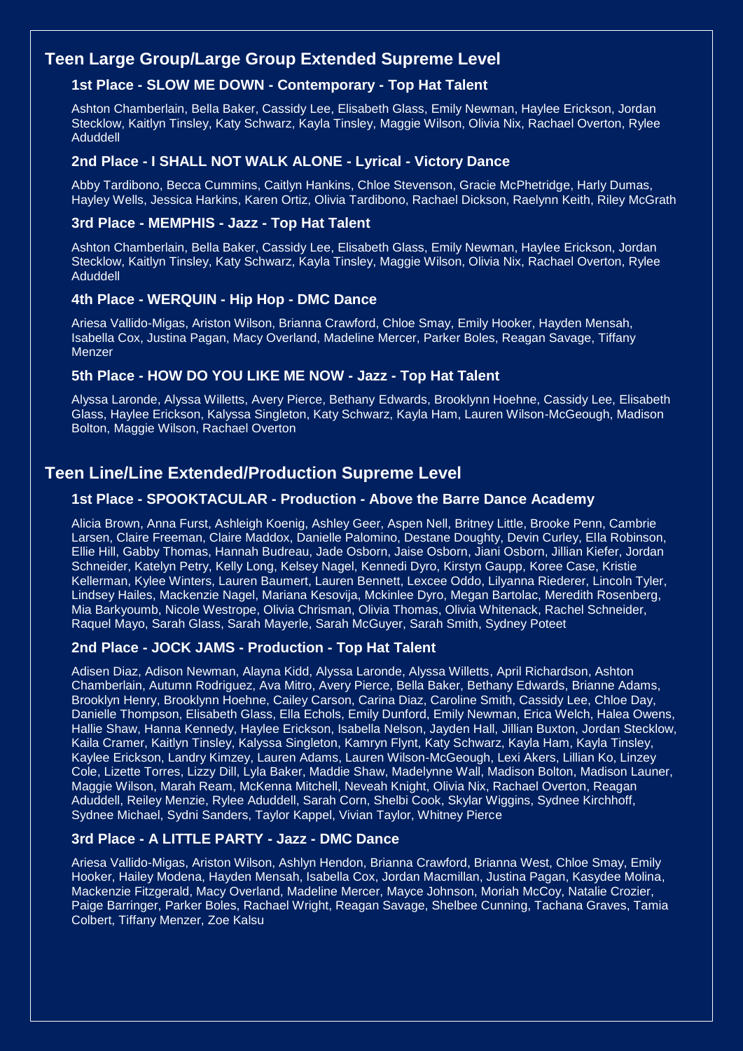## Teen Large Group/Large Group Extended Supreme Level

### 1st Place - SLOW ME DOWN - Contemporary - Top Hat Talent

Ashton Chamberlain, Bella Baker, Cassidy Lee, Elisabeth Glass, Emily Newman, Haylee Erickson, Jordan Stecklow, Kaitlyn Tinsley, Katy Schwarz, Kayla Tinsley, Maggie Wilson, Olivia Nix, Rachael Overton, Rylee Aduddell

### 2nd Place - I SHALL NOT WALK ALONE - Lyrical - Victory Dance

Abby Tardibono, Becca Cummins, Caitlyn Hankins, Chloe Stevenson, Gracie McPhetridge, Harly Dumas, Hayley Wells, Jessica Harkins, Karen Ortiz, Olivia Tardibono, Rachael Dickson, Raelynn Keith, Riley McGrath

### 3rd Place - MEMPHIS - Jazz - Top Hat Talent

Ashton Chamberlain, Bella Baker, Cassidy Lee, Elisabeth Glass, Emily Newman, Haylee Erickson, Jordan Stecklow, Kaitlyn Tinsley, Katy Schwarz, Kayla Tinsley, Maggie Wilson, Olivia Nix, Rachael Overton, Rylee Aduddell

### 4th Place - WERQUIN - Hip Hop - DMC Dance

Ariesa Vallido-Migas, Ariston Wilson, Brianna Crawford, Chloe Smay, Emily Hooker, Hayden Mensah, Isabella Cox, Justina Pagan, Macy Overland, Madeline Mercer, Parker Boles, Reagan Savage, Tiffany Menzer

### 5th Place - HOW DO YOU LIKE ME NOW - Jazz - Top Hat Talent

Alyssa Laronde, Alyssa Willetts, Avery Pierce, Bethany Edwards, Brooklynn Hoehne, Cassidy Lee, Elisabeth Glass, Haylee Erickson, Kalyssa Singleton, Katy Schwarz, Kayla Ham, Lauren Wilson-McGeough, Madison Bolton, Maggie Wilson, Rachael Overton

## Teen Line/Line Extended/Production Supreme Level

### 1st Place - SPOOKTACULAR - Production - Above the Barre Dance Academy

Alicia Brown, Anna Furst, Ashleigh Koenig, Ashley Geer, Aspen Nell, Britney Little, Brooke Penn, Cambrie Larsen, Claire Freeman, Claire Maddox, Danielle Palomino, Destane Doughty, Devin Curley, Ella Robinson, Ellie Hill, Gabby Thomas, Hannah Budreau, Jade Osborn, Jaise Osborn, Jiani Osborn, Jillian Kiefer, Jordan Schneider, Katelyn Petry, Kelly Long, Kelsey Nagel, Kennedi Dyro, Kirstyn Gaupp, Koree Case, Kristie Kellerman, Kylee Winters, Lauren Baumert, Lauren Bennett, Lexcee Oddo, Lilyanna Riederer, Lincoln Tyler, Lindsey Hailes, Mackenzie Nagel, Mariana Kesovija, Mckinlee Dyro, Megan Bartolac, Meredith Rosenberg, Mia Barkyoumb, Nicole Westrope, Olivia Chrisman, Olivia Thomas, Olivia Whitenack, Rachel Schneider, Raquel Mayo, Sarah Glass, Sarah Mayerle, Sarah McGuyer, Sarah Smith, Sydney Poteet

### 2nd Place - JOCK JAMS - Production - Top Hat Talent

Adisen Diaz, Adison Newman, Alayna Kidd, Alyssa Laronde, Alyssa Willetts, April Richardson, Ashton Chamberlain, Autumn Rodriguez, Ava Mitro, Avery Pierce, Bella Baker, Bethany Edwards, Brianne Adams, Brooklyn Henry, Brooklynn Hoehne, Cailey Carson, Carina Diaz, Caroline Smith, Cassidy Lee, Chloe Day, Danielle Thompson, Elisabeth Glass, Ella Echols, Emily Dunford, Emily Newman, Erica Welch, Halea Owens, Hallie Shaw, Hanna Kennedy, Haylee Erickson, Isabella Nelson, Jayden Hall, Jillian Buxton, Jordan Stecklow, Kaila Cramer, Kaitlyn Tinsley, Kalyssa Singleton, Kamryn Flynt, Katy Schwarz, Kayla Ham, Kayla Tinsley, Kaylee Erickson, Landry Kimzey, Lauren Adams, Lauren Wilson-McGeough, Lexi Akers, Lillian Ko, Linzey Cole, Lizette Torres, Lizzy Dill, Lyla Baker, Maddie Shaw, Madelynne Wall, Madison Bolton, Madison Launer, Maggie Wilson, Marah Ream, McKenna Mitchell, Neveah Knight, Olivia Nix, Rachael Overton, Reagan Aduddell, Reiley Menzie, Rylee Aduddell, Sarah Corn, Shelbi Cook, Skylar Wiggins, Sydnee Kirchhoff, Sydnee Michael, Sydni Sanders, Taylor Kappel, Vivian Taylor, Whitney Pierce

### 3rd Place - A LITTLE PARTY - Jazz - DMC Dance

Ariesa Vallido-Migas, Ariston Wilson, Ashlyn Hendon, Brianna Crawford, Brianna West, Chloe Smay, Emily Hooker, Hailey Modena, Hayden Mensah, Isabella Cox, Jordan Macmillan, Justina Pagan, Kasydee Molina, Mackenzie Fitzgerald, Macy Overland, Madeline Mercer, Mayce Johnson, Moriah McCoy, Natalie Crozier, Paige Barringer, Parker Boles, Rachael Wright, Reagan Savage, Shelbee Cunning, Tachana Graves, Tamia Colbert, Tiffany Menzer, Zoe Kalsu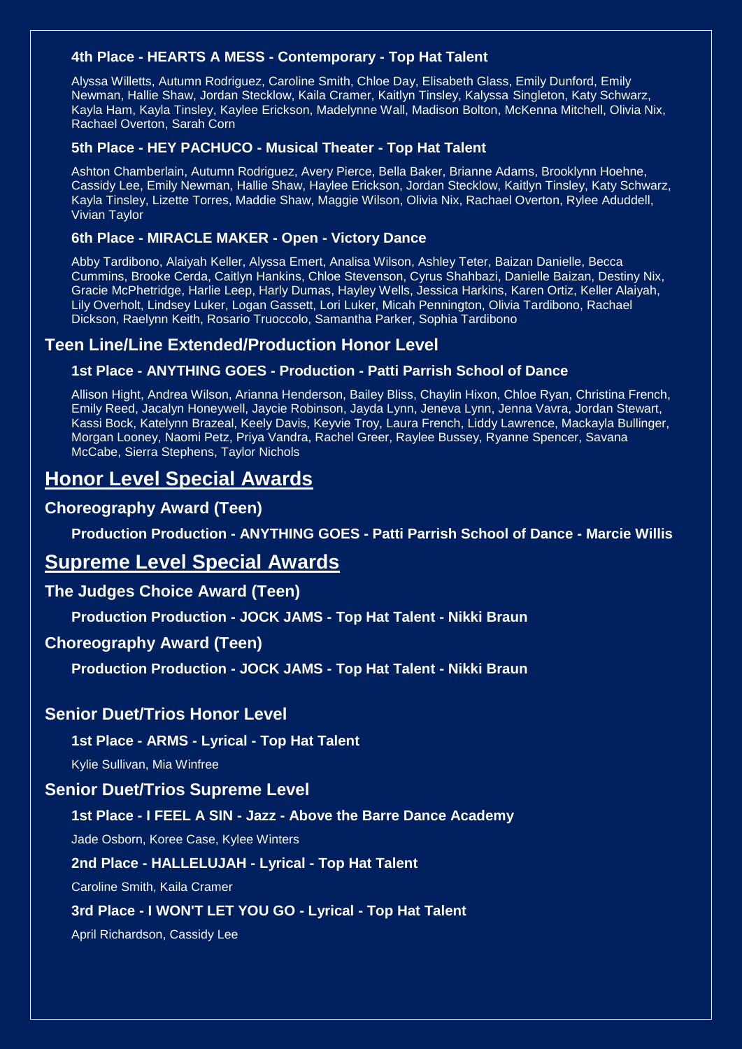#### 4th Place - HEARTS A MESS - Contemporary - Top Hat Talent

Alyssa Willetts, Autumn Rodriguez, Caroline Smith, Chloe Day, Elisabeth Glass, Emily Dunford, Emily Newman, Hallie Shaw, Jordan Stecklow, Kaila Cramer, Kaitlyn Tinsley, Kalyssa Singleton, Katy Schwarz, Kayla Ham, Kayla Tinsley, Kaylee Erickson, Madelynne Wall, Madison Bolton, McKenna Mitchell, Olivia Nix, Rachael Overton, Sarah Corn

#### 5th Place - HEY PACHUCO - Musical Theater - Top Hat Talent

Ashton Chamberlain, Autumn Rodriguez, Avery Pierce, Bella Baker, Brianne Adams, Brooklynn Hoehne, Cassidy Lee, Emily Newman, Hallie Shaw, Haylee Erickson, Jordan Stecklow, Kaitlyn Tinsley, Katy Schwarz, Kayla Tinsley, Lizette Torres, Maddie Shaw, Maggie Wilson, Olivia Nix, Rachael Overton, Rylee Aduddell, Vivian Taylor

#### 6th Place - MIRACLE MAKER - Open - Victory Dance

Abby Tardibono, Alaiyah Keller, Alyssa Emert, Analisa Wilson, Ashley Teter, Baizan Danielle, Becca Cummins, Brooke Cerda, Caitlyn Hankins, Chloe Stevenson, Cyrus Shahbazi, Danielle Baizan, Destiny Nix, Gracie McPhetridge, Harlie Leep, Harly Dumas, Hayley Wells, Jessica Harkins, Karen Ortiz, Keller Alaiyah, Lily Overholt, Lindsey Luker, Logan Gassett, Lori Luker, Micah Pennington, Olivia Tardibono, Rachael Dickson, Raelynn Keith, Rosario Truoccolo, Samantha Parker, Sophia Tardibono

### Teen Line/Line Extended/Production Honor Level

#### 1st Place - ANYTHING GOES - Production - Patti Parrish School of Dance

Allison Hight, Andrea Wilson, Arianna Henderson, Bailey Bliss, Chaylin Hixon, Chloe Ryan, Christina French, Emily Reed, Jacalyn Honeywell, Jaycie Robinson, Jayda Lynn, Jeneva Lynn, Jenna Vavra, Jordan Stewart, Kassi Bock, Katelynn Brazeal, Keely Davis, Keyvie Troy, Laura French, Liddy Lawrence, Mackayla Bullinger, Morgan Looney, Naomi Petz, Priya Vandra, Rachel Greer, Raylee Bussey, Ryanne Spencer, Savana McCabe, Sierra Stephens, Taylor Nichols

## Honor Level Special Awards

### Choreography Award (Teen)

**Production Production - ANYTHING GOES - Patti Parrish School of Dance - Marcie Willis**

## Supreme Level Special Awards

### The Judges Choice Award (Teen)

**Production Production - JOCK JAMS - Top Hat Talent - Nikki Braun**

### Choreography Award (Teen)

**Production Production - JOCK JAMS - Top Hat Talent - Nikki Braun**

### Senior Duet/Trios Honor Level

#### 1st Place - ARMS - Lyrical - Top Hat Talent

Kylie Sullivan, Mia Winfree

### Senior Duet/Trios Supreme Level

#### 1st Place - I FEEL A SIN - Jazz - Above the Barre Dance Academy

Jade Osborn, Koree Case, Kylee Winters

#### 2nd Place - HALLELUJAH - Lyrical - Top Hat Talent

Caroline Smith, Kaila Cramer

#### 3rd Place - I WON'T LET YOU GO - Lyrical - Top Hat Talent

April Richardson, Cassidy Lee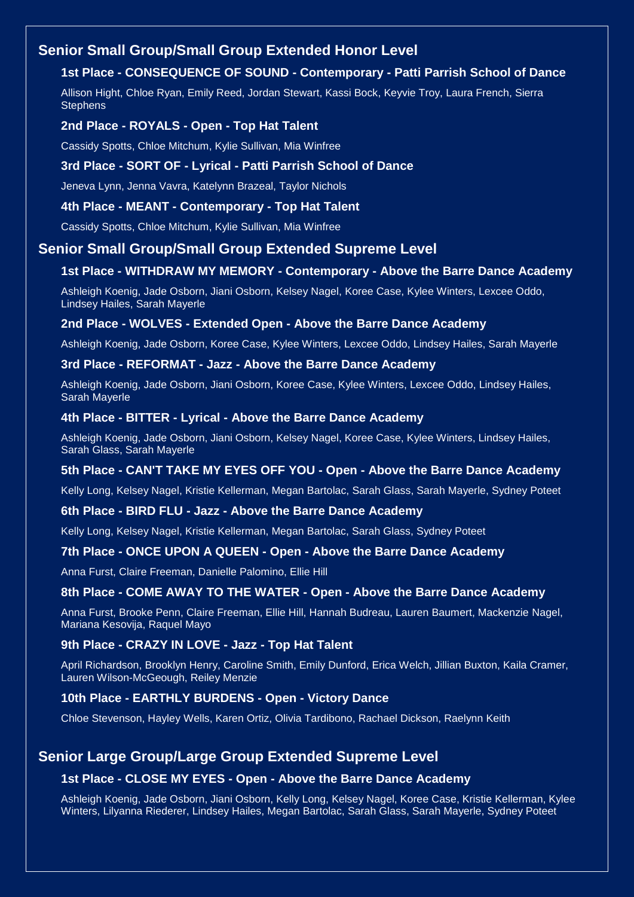## Senior Small Group/Small Group Extended Honor Level

### 1st Place - CONSEQUENCE OF SOUND - Contemporary - Patti Parrish School of Dance

Allison Hight, Chloe Ryan, Emily Reed, Jordan Stewart, Kassi Bock, Keyvie Troy, Laura French, Sierra Stephens

### 2nd Place - ROYALS - Open - Top Hat Talent

Cassidy Spotts, Chloe Mitchum, Kylie Sullivan, Mia Winfree

### 3rd Place - SORT OF - Lyrical - Patti Parrish School of Dance

Jeneva Lynn, Jenna Vavra, Katelynn Brazeal, Taylor Nichols

### 4th Place - MEANT - Contemporary - Top Hat Talent

Cassidy Spotts, Chloe Mitchum, Kylie Sullivan, Mia Winfree

## Senior Small Group/Small Group Extended Supreme Level

### 1st Place - WITHDRAW MY MEMORY - Contemporary - Above the Barre Dance Academy

Ashleigh Koenig, Jade Osborn, Jiani Osborn, Kelsey Nagel, Koree Case, Kylee Winters, Lexcee Oddo, Lindsey Hailes, Sarah Mayerle

### 2nd Place - WOLVES - Extended Open - Above the Barre Dance Academy

Ashleigh Koenig, Jade Osborn, Koree Case, Kylee Winters, Lexcee Oddo, Lindsey Hailes, Sarah Mayerle

### 3rd Place - REFORMAT - Jazz - Above the Barre Dance Academy

Ashleigh Koenig, Jade Osborn, Jiani Osborn, Koree Case, Kylee Winters, Lexcee Oddo, Lindsey Hailes, Sarah Mayerle

### 4th Place - BITTER - Lyrical - Above the Barre Dance Academy

Ashleigh Koenig, Jade Osborn, Jiani Osborn, Kelsey Nagel, Koree Case, Kylee Winters, Lindsey Hailes, Sarah Glass, Sarah Mayerle

### 5th Place - CAN'T TAKE MY EYES OFF YOU - Open - Above the Barre Dance Academy

Kelly Long, Kelsey Nagel, Kristie Kellerman, Megan Bartolac, Sarah Glass, Sarah Mayerle, Sydney Poteet

### 6th Place - BIRD FLU - Jazz - Above the Barre Dance Academy

Kelly Long, Kelsey Nagel, Kristie Kellerman, Megan Bartolac, Sarah Glass, Sydney Poteet

### 7th Place - ONCE UPON A QUEEN - Open - Above the Barre Dance Academy

Anna Furst, Claire Freeman, Danielle Palomino, Ellie Hill

### 8th Place - COME AWAY TO THE WATER - Open - Above the Barre Dance Academy

Anna Furst, Brooke Penn, Claire Freeman, Ellie Hill, Hannah Budreau, Lauren Baumert, Mackenzie Nagel, Mariana Kesovija, Raquel Mayo

### 9th Place - CRAZY IN LOVE - Jazz - Top Hat Talent

April Richardson, Brooklyn Henry, Caroline Smith, Emily Dunford, Erica Welch, Jillian Buxton, Kaila Cramer, Lauren Wilson-McGeough, Reiley Menzie

### 10th Place - EARTHLY BURDENS - Open - Victory Dance

Chloe Stevenson, Hayley Wells, Karen Ortiz, Olivia Tardibono, Rachael Dickson, Raelynn Keith

## Senior Large Group/Large Group Extended Supreme Level

### 1st Place - CLOSE MY EYES - Open - Above the Barre Dance Academy

Ashleigh Koenig, Jade Osborn, Jiani Osborn, Kelly Long, Kelsey Nagel, Koree Case, Kristie Kellerman, Kylee Winters, Lilyanna Riederer, Lindsey Hailes, Megan Bartolac, Sarah Glass, Sarah Mayerle, Sydney Poteet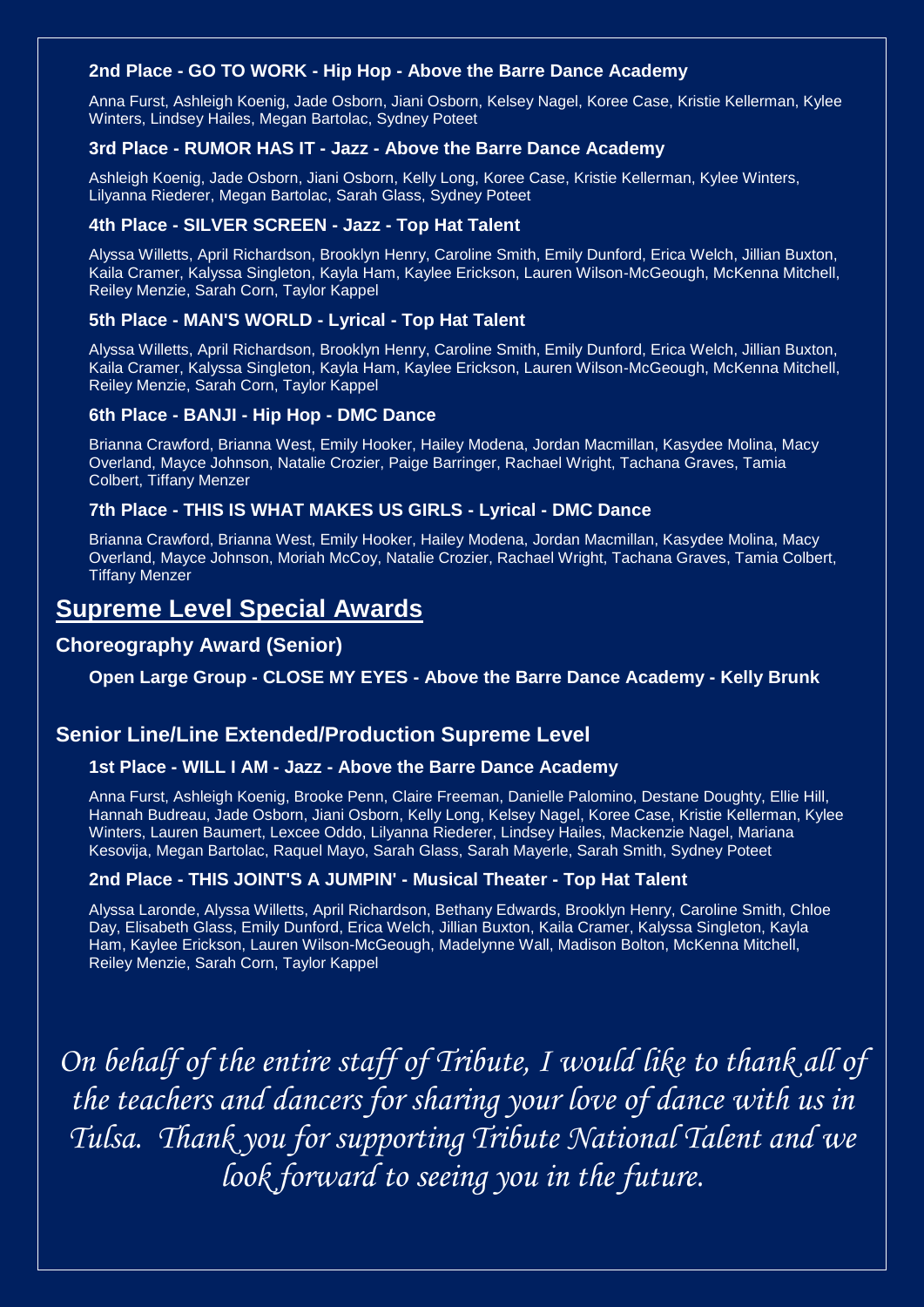#### 2nd Place - GO TO WORK - Hip Hop - Above the Barre Dance Academy

Anna Furst, Ashleigh Koenig, Jade Osborn, Jiani Osborn, Kelsey Nagel, Koree Case, Kristie Kellerman, Kylee Winters, Lindsey Hailes, Megan Bartolac, Sydney Poteet

#### 3rd Place - RUMOR HAS IT - Jazz - Above the Barre Dance Academy

Ashleigh Koenig, Jade Osborn, Jiani Osborn, Kelly Long, Koree Case, Kristie Kellerman, Kylee Winters, Lilyanna Riederer, Megan Bartolac, Sarah Glass, Sydney Poteet

#### 4th Place - SILVER SCREEN - Jazz - Top Hat Talent

Alyssa Willetts, April Richardson, Brooklyn Henry, Caroline Smith, Emily Dunford, Erica Welch, Jillian Buxton, Kaila Cramer, Kalyssa Singleton, Kayla Ham, Kaylee Erickson, Lauren Wilson-McGeough, McKenna Mitchell, Reiley Menzie, Sarah Corn, Taylor Kappel

#### 5th Place - MAN'S WORLD - Lyrical - Top Hat Talent

Alyssa Willetts, April Richardson, Brooklyn Henry, Caroline Smith, Emily Dunford, Erica Welch, Jillian Buxton, Kaila Cramer, Kalyssa Singleton, Kayla Ham, Kaylee Erickson, Lauren Wilson-McGeough, McKenna Mitchell, Reiley Menzie, Sarah Corn, Taylor Kappel

#### 6th Place - BANJI - Hip Hop - DMC Dance

Brianna Crawford, Brianna West, Emily Hooker, Hailey Modena, Jordan Macmillan, Kasydee Molina, Macy Overland, Mayce Johnson, Natalie Crozier, Paige Barringer, Rachael Wright, Tachana Graves, Tamia Colbert, Tiffany Menzer

#### 7th Place - THIS IS WHAT MAKES US GIRLS - Lyrical - DMC Dance

Brianna Crawford, Brianna West, Emily Hooker, Hailey Modena, Jordan Macmillan, Kasydee Molina, Macy Overland, Mayce Johnson, Moriah McCoy, Natalie Crozier, Rachael Wright, Tachana Graves, Tamia Colbert, Tiffany Menzer

## Supreme Level Special Awards

### Choreography Award (Senior)

#### Open Large Group - CLOSE MY EYES - Above the Barre Dance Academy - Kelly Brunk

### Senior Line/Line Extended/Production Supreme Level

#### 1st Place - WILL I AM - Jazz - Above the Barre Dance Academy

Anna Furst, Ashleigh Koenig, Brooke Penn, Claire Freeman, Danielle Palomino, Destane Doughty, Ellie Hill, Hannah Budreau, Jade Osborn, Jiani Osborn, Kelly Long, Kelsey Nagel, Koree Case, Kristie Kellerman, Kylee Winters, Lauren Baumert, Lexcee Oddo, Lilyanna Riederer, Lindsey Hailes, Mackenzie Nagel, Mariana Kesovija, Megan Bartolac, Raquel Mayo, Sarah Glass, Sarah Mayerle, Sarah Smith, Sydney Poteet

#### 2nd Place - THIS JOINT'S A JUMPIN' - Musical Theater - Top Hat Talent

Alyssa Laronde, Alyssa Willetts, April Richardson, Bethany Edwards, Brooklyn Henry, Caroline Smith, Chloe Day, Elisabeth Glass, Emily Dunford, Erica Welch, Jillian Buxton, Kaila Cramer, Kalyssa Singleton, Kayla Ham, Kaylee Erickson, Lauren Wilson-McGeough, Madelynne Wall, Madison Bolton, McKenna Mitchell, Reiley Menzie, Sarah Corn, Taylor Kappel

*On behalf of the entire staff of Tribute, I would like to thank all of the teachers and dancers for sharing your love of dance with us in Tulsa. Thank you for supporting Tribute National Talent and we look forward to seeing you in the future.*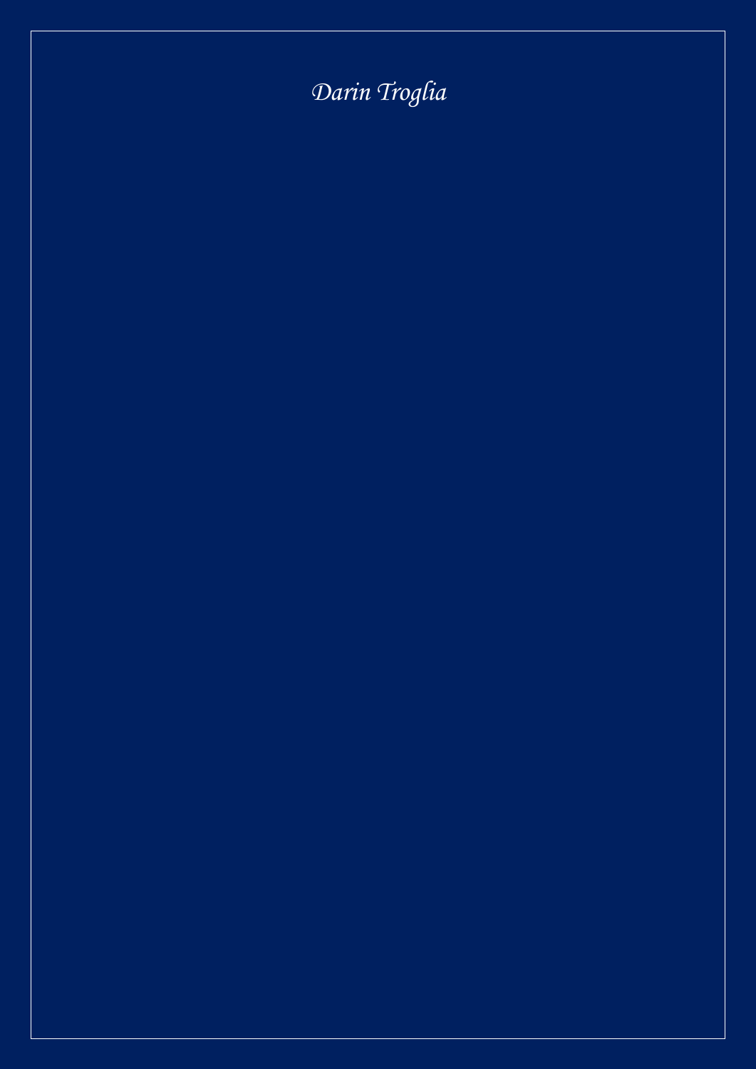*Darin Troglia*